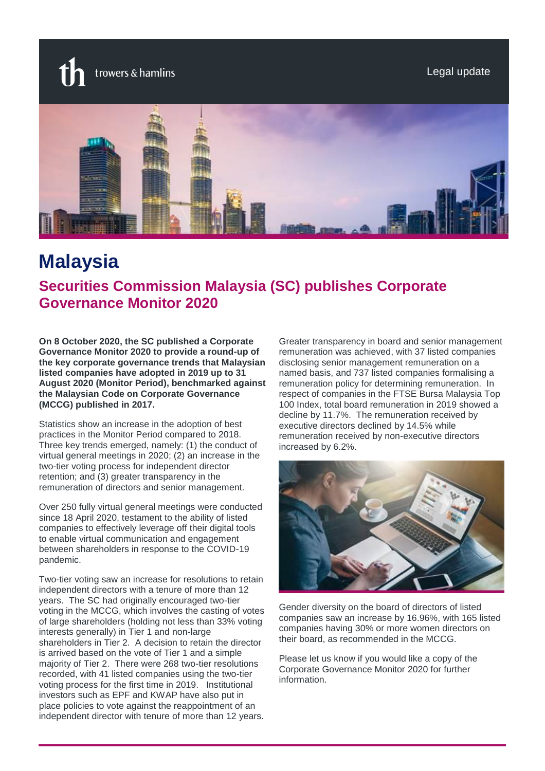trowers & hamlins

Legal update

# Malaysia

## Securities Commission Malaysia (SC) publishes Corporate Governance Monitor 2020

**On 8 October 2020, the SC published a Corporate Governance Monitor 2020 to provide a round-up of the key corporate governance trends that Malaysian listed companies have adopted in 2019 up to 31 August 2020 (Monitor Period), benchmarked against the Malaysian Code on Corporate Governance (MCCG) published in 2017.**

Statistics show an increase in the adoption of best practices in the Monitor Period compared to 2018. Three key trends emerged, namely: (1) the conduct of virtual general meetings in 2020; (2) an increase in the two-tier voting process for independent director retention; and (3) greater transparency in the remuneration of directors and senior management.

Over 250 fully virtual general meetings were conducted since 18 April 2020, testament to the ability of listed companies to effectively leverage off their digital tools to enable virtual communication and engagement between shareholders in response to the COVID-19 pandemic.

Two-tier voting saw an increase for resolutions to retain independent directors with a tenure of more than 12 years. The SC had originally encouraged two-tier voting in the MCCG, which involves the casting of votes of large shareholders (holding not less than 33% voting interests generally) in Tier 1 and non-large shareholders in Tier 2. A decision to retain the director is arrived based on the vote of Tier 1 and a simple majority of Tier 2. There were 268 two-tier resolutions recorded, with 41 listed companies using the two-tier voting process for the first time in 2019. Institutional investors such as EPF and KWAP have also put in place policies to vote against the reappointment of an independent director with tenure of more than 12 years.

Greater transparency in board and senior management remuneration was achieved, with 37 listed companies disclosing senior management remuneration on a named basis, and 737 listed companies formalising a remuneration policy for determining remuneration. In respect of companies in the FTSE Bursa Malaysia Top 100 Index, total board remuneration in 2019 showed a decline by 11.7%. The remuneration received by executive directors declined by 14.5% while remuneration received by non-executive directors increased by 6.2%.

Gender diversity on the board of directors of listed companies saw an increase by 16.96%, with 165 listed companies having 30% or more women directors on their board, as recommended in the MCCG.

Please let us know if you would like a copy of the Corporate Governance Monitor 2020 for further information.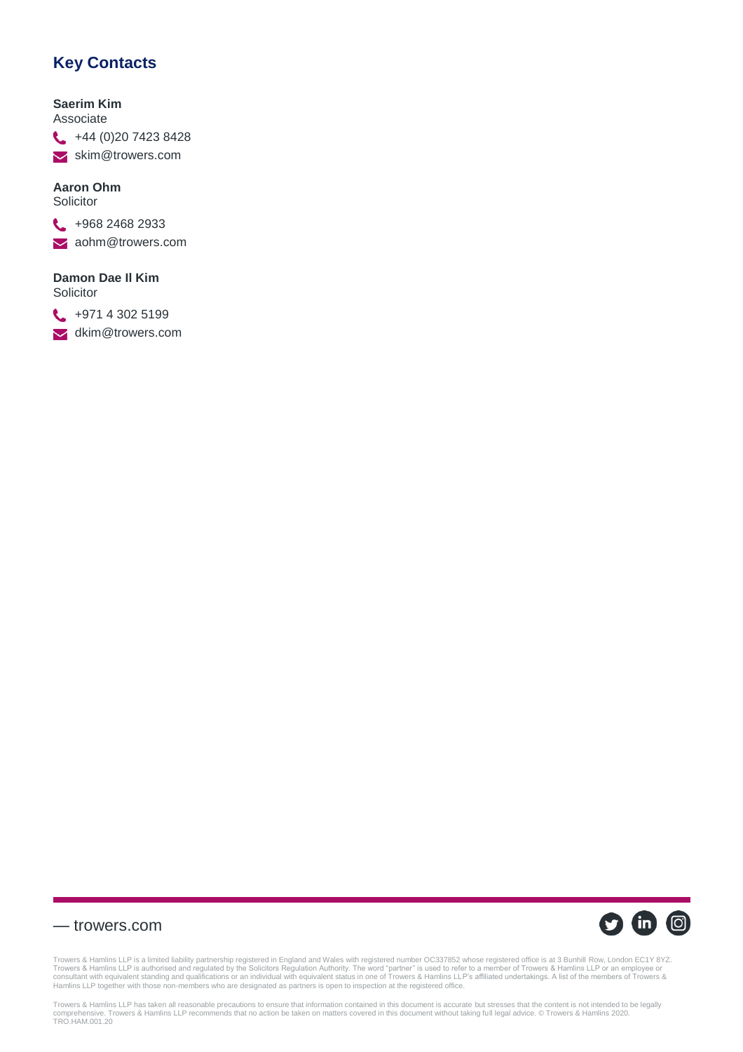## Key Contacts

**Saerim Kim**
Associate
+44 (0)20 7423 8428
skim@trowers.com

**Aaron Ohm**
Solicitor
+968 2468 2933
aohm@trowers.com

**Damon Dae Il Kim**
Solicitor
+971 4 302 5199
dkim@trowers.com

— trowers.com

Trowers & Hamlins LLP is a limited liability partnership registered in England and Wales with registered number OC337852 whose registered office is at 3 Bunhill Row, London EC1Y 8YZ. Trowers & Hamlins LLP is authorised and regulated by the Solicitors Regulation Authority. The word "partner" is used to refer to a member of Trowers & Hamlins LLP or an employee or consultant with equivalent standing and qualifications or an individual with equivalent status in one of Trowers & Hamlins LLP's affiliated undertakings. A list of the members of Trowers & Hamlins LLP together with those non-members who are designated as partners is open to inspection at the registered office.

Trowers & Hamlins LLP has taken all reasonable precautions to ensure that information contained in this document is accurate but stresses that the content is not intended to be legally comprehensive. Trowers & Hamlins LLP recommends that no action be taken on matters covered in this document without taking full legal advice. © Trowers & Hamlins 2020.
TRO.HAM.001.20